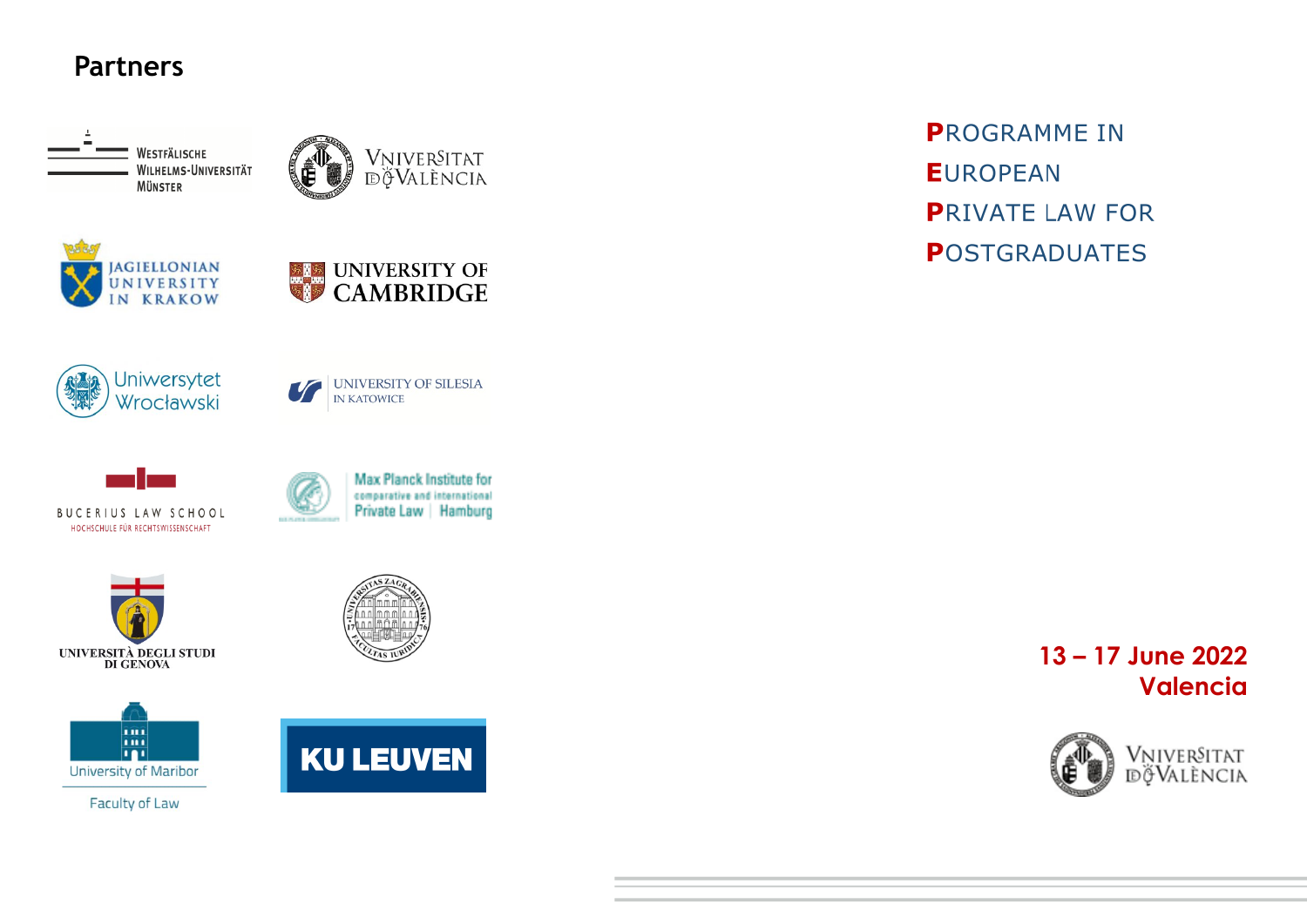## Partners

Westfälische Wilhelms-Universität Münster

Vniversitat de València

Jagiellonian University in Krakow

University of Cambridge

Uniwersytet Wrocławski

University of Silesia in Katowice

Bucerius Law School
Hochschule für Rechtswissenschaft

Max Planck Institute for comparative and international Private Law | Hamburg

Università degli Studi di Genova

Universitas Zagrabiensis Facultas Iuridica 1776

University of Maribor
Faculty of Law

KU Leuven

# PROGRAMME IN EUROPEAN PRIVATE LAW FOR POSTGRADUATES

**13 – 17 June 2022**
**Valencia**

Vniversitat de València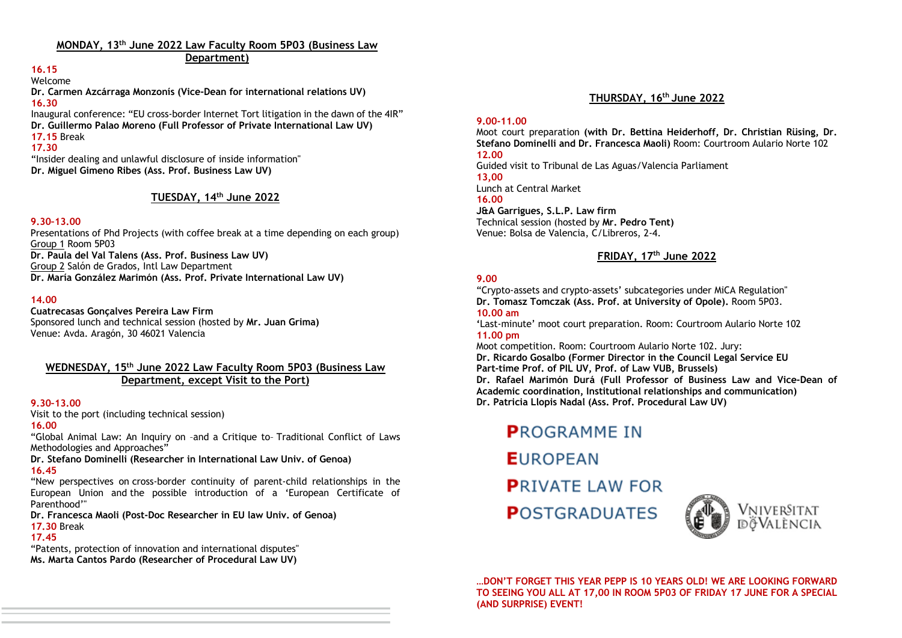## MONDAY, 13th June 2022 Law Faculty Room 5P03 (Business Law Department)

**16.15**
Welcome
**Dr. Carmen Azcárraga Monzonís (Vice-Dean for international relations UV)**

**16.30**
Inaugural conference: "EU cross-border Internet Tort litigation in the dawn of the 4IR"
**Dr. Guillermo Palao Moreno (Full Professor of Private International Law UV)**

**17.15** Break

**17.30**
"Insider dealing and unlawful disclosure of inside information"
**Dr. Miguel Gimeno Ribes (Ass. Prof. Business Law UV)**

## TUESDAY, 14th June 2022

**9.30-13.00**
Presentations of Phd Projects (with coffee break at a time depending on each group)
Group 1 Room 5P03
**Dr. Paula del Val Talens (Ass. Prof. Business Law UV)**
Group 2 Salón de Grados, Intl Law Department
**Dr. María González Marimón (Ass. Prof. Private International Law UV)**

**14.00**
**Cuatrecasas Gonçalves Pereira Law Firm**
Sponsored lunch and technical session (hosted by **Mr. Juan Grima)**
Venue: Avda. Aragón, 30 46021 Valencia

## WEDNESDAY, 15th June 2022 Law Faculty Room 5P03 (Business Law Department, except Visit to the Port)

**9.30-13.00**
Visit to the port (including technical session)

**16.00**
"Global Animal Law: An Inquiry on -and a Critique to- Traditional Conflict of Laws Methodologies and Approaches"
**Dr. Stefano Dominelli (Researcher in International Law Univ. of Genoa)**

**16.45**
"New perspectives on cross-border continuity of parent-child relationships in the European Union and the possible introduction of a 'European Certificate of Parenthood'"
**Dr. Francesca Maoli (Post-Doc Researcher in EU law Univ. of Genoa)**

**17.30** Break

**17.45**
"Patents, protection of innovation and international disputes"
**Ms. Marta Cantos Pardo (Researcher of Procedural Law UV)**

## THURSDAY, 16th June 2022

**9.00-11.00**
Moot court preparation **(with Dr. Bettina Heiderhoff, Dr. Christian Rüsing, Dr. Stefano Dominelli and Dr. Francesca Maoli)** Room: Courtroom Aulario Norte 102

**12.00**
Guided visit to Tribunal de Las Aguas/Valencia Parliament

**13,00**
Lunch at Central Market

**16.00**
**J&A Garrigues, S.L.P. Law firm**
Technical session (hosted by **Mr. Pedro Tent)**
Venue: Bolsa de Valencia, C/Libreros, 2-4.

## FRIDAY, 17th June 2022

**9.00**
"Crypto-assets and crypto-assets' subcategories under MiCA Regulation"
**Dr. Tomasz Tomczak (Ass. Prof. at University of Opole).** Room 5P03.

**10.00 am**
'Last-minute' moot court preparation. Room: Courtroom Aulario Norte 102

**11.00 pm**
Moot competition. Room: Courtroom Aulario Norte 102. Jury:
**Dr. Ricardo Gosalbo (Former Director in the Council Legal Service EU Part-time Prof. of PIL UV, Prof. of Law VUB, Brussels)**
**Dr. Rafael Marimón Durá (Full Professor of Business Law and Vice-Dean of Academic coordination, Institutional relationships and communication)**
**Dr. Patricia Llopis Nadal (Ass. Prof. Procedural Law UV)**

**PROGRAMME IN EUROPEAN PRIVATE LAW FOR POSTGRADUATES**

VNIVERSITAT DE VALÈNCIA

**…DON'T FORGET THIS YEAR PEPP IS 10 YEARS OLD! WE ARE LOOKING FORWARD TO SEEING YOU ALL AT 17,00 IN ROOM 5P03 OF FRIDAY 17 JUNE FOR A SPECIAL (AND SURPRISE) EVENT!**